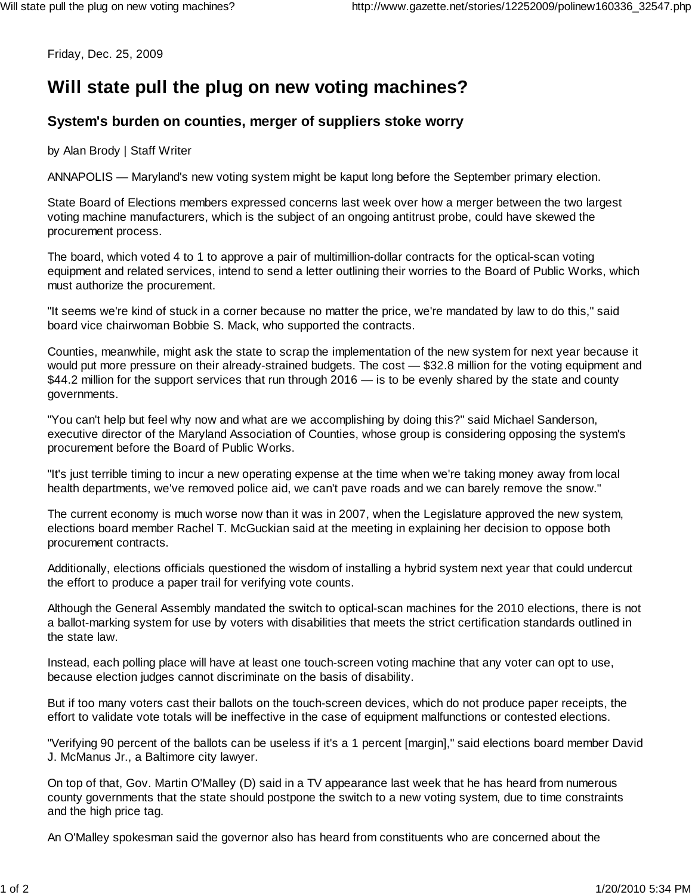Friday, Dec. 25, 2009

# Will state pull the plug on new voting machines?

### System's burden on counties, merger of suppliers stoke worry

by Alan Brody | Staff Writer

ANNAPOLIS — Maryland's new voting system might be kaput long before the September primary election.

State Board of Elections members expressed concerns last week over how a merger between the two largest voting machine manufacturers, which is the subject of an ongoing antitrust probe, could have skewed the procurement process.

The board, which voted 4 to 1 to approve a pair of multimillion-dollar contracts for the optical-scan voting equipment and related services, intend to send a letter outlining their worries to the Board of Public Works, which must authorize the procurement.

"It seems we're kind of stuck in a corner because no matter the price, we're mandated by law to do this," said board vice chairwoman Bobbie S. Mack, who supported the contracts.

Counties, meanwhile, might ask the state to scrap the implementation of the new system for next year because it would put more pressure on their already-strained budgets. The cost — $32.8 million for the voting equipment and $44.2 million for the support services that run through 2016 — is to be evenly shared by the state and county governments.

"You can't help but feel why now and what are we accomplishing by doing this?" said Michael Sanderson, executive director of the Maryland Association of Counties, whose group is considering opposing the system's procurement before the Board of Public Works.

"It's just terrible timing to incur a new operating expense at the time when we're taking money away from local health departments, we've removed police aid, we can't pave roads and we can barely remove the snow."

The current economy is much worse now than it was in 2007, when the Legislature approved the new system, elections board member Rachel T. McGuckian said at the meeting in explaining her decision to oppose both procurement contracts.

Additionally, elections officials questioned the wisdom of installing a hybrid system next year that could undercut the effort to produce a paper trail for verifying vote counts.

Although the General Assembly mandated the switch to optical-scan machines for the 2010 elections, there is not a ballot-marking system for use by voters with disabilities that meets the strict certification standards outlined in the state law.

Instead, each polling place will have at least one touch-screen voting machine that any voter can opt to use, because election judges cannot discriminate on the basis of disability.

But if too many voters cast their ballots on the touch-screen devices, which do not produce paper receipts, the effort to validate vote totals will be ineffective in the case of equipment malfunctions or contested elections.

"Verifying 90 percent of the ballots can be useless if it's a 1 percent [margin]," said elections board member David J. McManus Jr., a Baltimore city lawyer.

On top of that, Gov. Martin O'Malley (D) said in a TV appearance last week that he has heard from numerous county governments that the state should postpone the switch to a new voting system, due to time constraints and the high price tag.

An O'Malley spokesman said the governor also has heard from constituents who are concerned about the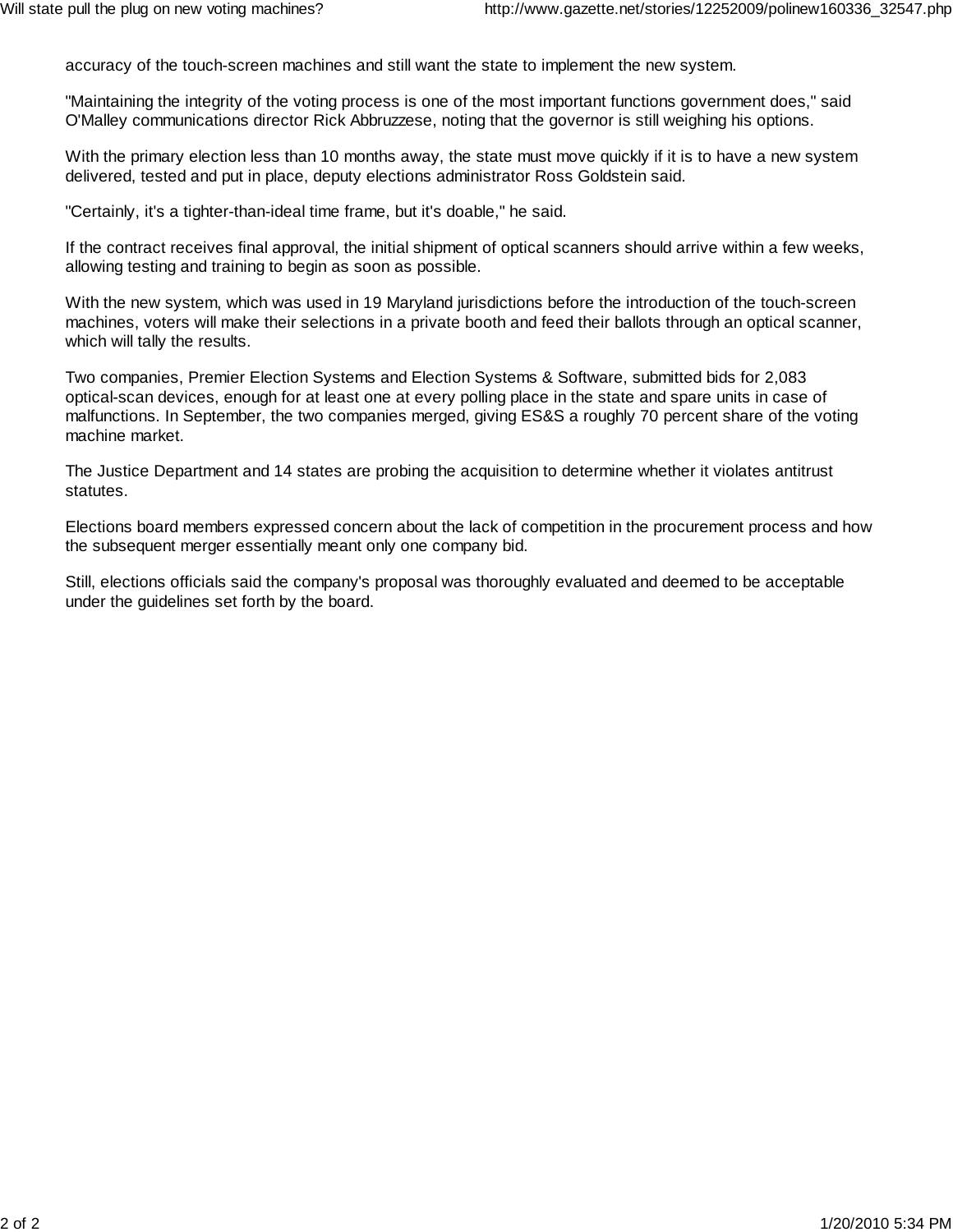accuracy of the touch-screen machines and still want the state to implement the new system.

"Maintaining the integrity of the voting process is one of the most important functions government does," said O'Malley communications director Rick Abbruzzese, noting that the governor is still weighing his options.

With the primary election less than 10 months away, the state must move quickly if it is to have a new system delivered, tested and put in place, deputy elections administrator Ross Goldstein said.

"Certainly, it's a tighter-than-ideal time frame, but it's doable," he said.

If the contract receives final approval, the initial shipment of optical scanners should arrive within a few weeks, allowing testing and training to begin as soon as possible.

With the new system, which was used in 19 Maryland jurisdictions before the introduction of the touch-screen machines, voters will make their selections in a private booth and feed their ballots through an optical scanner, which will tally the results.

Two companies, Premier Election Systems and Election Systems & Software, submitted bids for 2,083 optical-scan devices, enough for at least one at every polling place in the state and spare units in case of malfunctions. In September, the two companies merged, giving ES&S a roughly 70 percent share of the voting machine market.

The Justice Department and 14 states are probing the acquisition to determine whether it violates antitrust statutes.

Elections board members expressed concern about the lack of competition in the procurement process and how the subsequent merger essentially meant only one company bid.

Still, elections officials said the company's proposal was thoroughly evaluated and deemed to be acceptable under the guidelines set forth by the board.